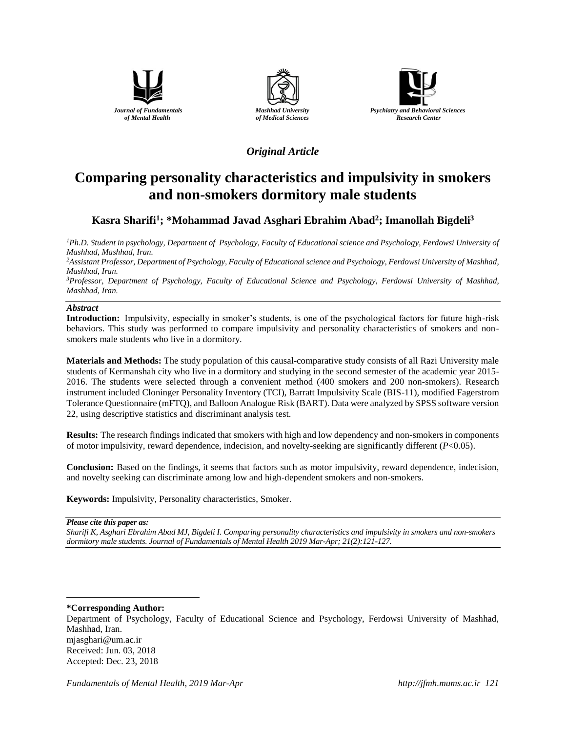*Journal of Fundamentals of Mental Health*

*Mashhad University of Medical Sciences*

*Psychiatry and Behavioral Sciences Research Center*

*Original Article*

# Comparing personality characteristics and impulsivity in smokers and non-smokers dormitory male students

**Kasra Sharifi[1]; \*Mohammad Javad Asghari Ebrahim Abad[2]; Imanollah Bigdeli[3]**

*[1]Ph.D. Student in psychology, Department of Psychology, Faculty of Educational science and Psychology, Ferdowsi University of Mashhad, Mashhad, Iran.*

*[2]Assistant Professor, Department of Psychology, Faculty of Educational science and Psychology, Ferdowsi University of Mashhad, Mashhad, Iran.*

*[3]Professor, Department of Psychology, Faculty of Educational Science and Psychology, Ferdowsi University of Mashhad, Mashhad, Iran.*

## *Abstract*

**Introduction:** Impulsivity, especially in smoker's students, is one of the psychological factors for future high-risk behaviors. This study was performed to compare impulsivity and personality characteristics of smokers and non-smokers male students who live in a dormitory.

**Materials and Methods:** The study population of this causal-comparative study consists of all Razi University male students of Kermanshah city who live in a dormitory and studying in the second semester of the academic year 2015-2016. The students were selected through a convenient method (400 smokers and 200 non-smokers). Research instrument included Cloninger Personality Inventory (TCI), Barratt Impulsivity Scale (BIS-11), modified Fagerstrom Tolerance Questionnaire (mFTQ), and Balloon Analogue Risk (BART). Data were analyzed by SPSS software version 22, using descriptive statistics and discriminant analysis test.

**Results:** The research findings indicated that smokers with high and low dependency and non-smokers in components of motor impulsivity, reward dependence, indecision, and novelty-seeking are significantly different ($P<0.05$).

**Conclusion:** Based on the findings, it seems that factors such as motor impulsivity, reward dependence, indecision, and novelty seeking can discriminate among low and high-dependent smokers and non-smokers.

**Keywords:** Impulsivity, Personality characteristics, Smoker.

***Please cite this paper as:***

*Sharifi K, Asghari Ebrahim Abad MJ, Bigdeli I. Comparing personality characteristics and impulsivity in smokers and non-smokers dormitory male students. Journal of Fundamentals of Mental Health 2019 Mar-Apr; 21(2):121-127.*

---

**\*Corresponding Author:**

Department of Psychology, Faculty of Educational Science and Psychology, Ferdowsi University of Mashhad, Mashhad, Iran.

mjasghari@um.ac.ir

Received: Jun. 03, 2018

Accepted: Dec. 23, 2018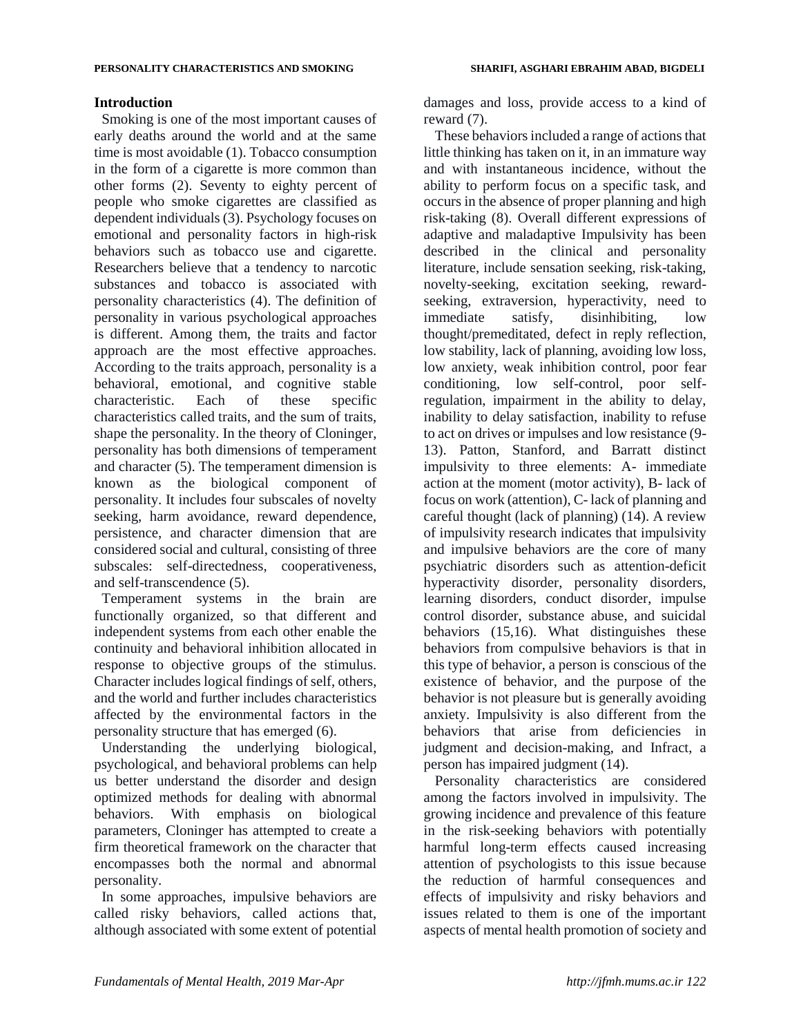## Introduction

Smoking is one of the most important causes of early deaths around the world and at the same time is most avoidable (1). Tobacco consumption in the form of a cigarette is more common than other forms (2). Seventy to eighty percent of people who smoke cigarettes are classified as dependent individuals (3). Psychology focuses on emotional and personality factors in high-risk behaviors such as tobacco use and cigarette. Researchers believe that a tendency to narcotic substances and tobacco is associated with personality characteristics (4). The definition of personality in various psychological approaches is different. Among them, the traits and factor approach are the most effective approaches. According to the traits approach, personality is a behavioral, emotional, and cognitive stable characteristic. Each of these specific characteristics called traits, and the sum of traits, shape the personality. In the theory of Cloninger, personality has both dimensions of temperament and character (5). The temperament dimension is known as the biological component of personality. It includes four subscales of novelty seeking, harm avoidance, reward dependence, persistence, and character dimension that are considered social and cultural, consisting of three subscales: self-directedness, cooperativeness, and self-transcendence (5).

Temperament systems in the brain are functionally organized, so that different and independent systems from each other enable the continuity and behavioral inhibition allocated in response to objective groups of the stimulus. Character includes logical findings of self, others, and the world and further includes characteristics affected by the environmental factors in the personality structure that has emerged (6).

Understanding the underlying biological, psychological, and behavioral problems can help us better understand the disorder and design optimized methods for dealing with abnormal behaviors. With emphasis on biological parameters, Cloninger has attempted to create a firm theoretical framework on the character that encompasses both the normal and abnormal personality.

In some approaches, impulsive behaviors are called risky behaviors, called actions that, although associated with some extent of potential damages and loss, provide access to a kind of reward (7).

These behaviors included a range of actions that little thinking has taken on it, in an immature way and with instantaneous incidence, without the ability to perform focus on a specific task, and occurs in the absence of proper planning and high risk-taking (8). Overall different expressions of adaptive and maladaptive Impulsivity has been described in the clinical and personality literature, include sensation seeking, risk-taking, novelty-seeking, excitation seeking, reward-seeking, extraversion, hyperactivity, need to immediate satisfy, disinhibiting, low thought/premeditated, defect in reply reflection, low stability, lack of planning, avoiding low loss, low anxiety, weak inhibition control, poor fear conditioning, low self-control, poor self-regulation, impairment in the ability to delay, inability to delay satisfaction, inability to refuse to act on drives or impulses and low resistance (9-13). Patton, Stanford, and Barratt distinct impulsivity to three elements: A- immediate action at the moment (motor activity), B- lack of focus on work (attention), C- lack of planning and careful thought (lack of planning) (14). A review of impulsivity research indicates that impulsivity and impulsive behaviors are the core of many psychiatric disorders such as attention-deficit hyperactivity disorder, personality disorders, learning disorders, conduct disorder, impulse control disorder, substance abuse, and suicidal behaviors (15,16). What distinguishes these behaviors from compulsive behaviors is that in this type of behavior, a person is conscious of the existence of behavior, and the purpose of the behavior is not pleasure but is generally avoiding anxiety. Impulsivity is also different from the behaviors that arise from deficiencies in judgment and decision-making, and Infract, a person has impaired judgment (14).

Personality characteristics are considered among the factors involved in impulsivity. The growing incidence and prevalence of this feature in the risk-seeking behaviors with potentially harmful long-term effects caused increasing attention of psychologists to this issue because the reduction of harmful consequences and effects of impulsivity and risky behaviors and issues related to them is one of the important aspects of mental health promotion of society and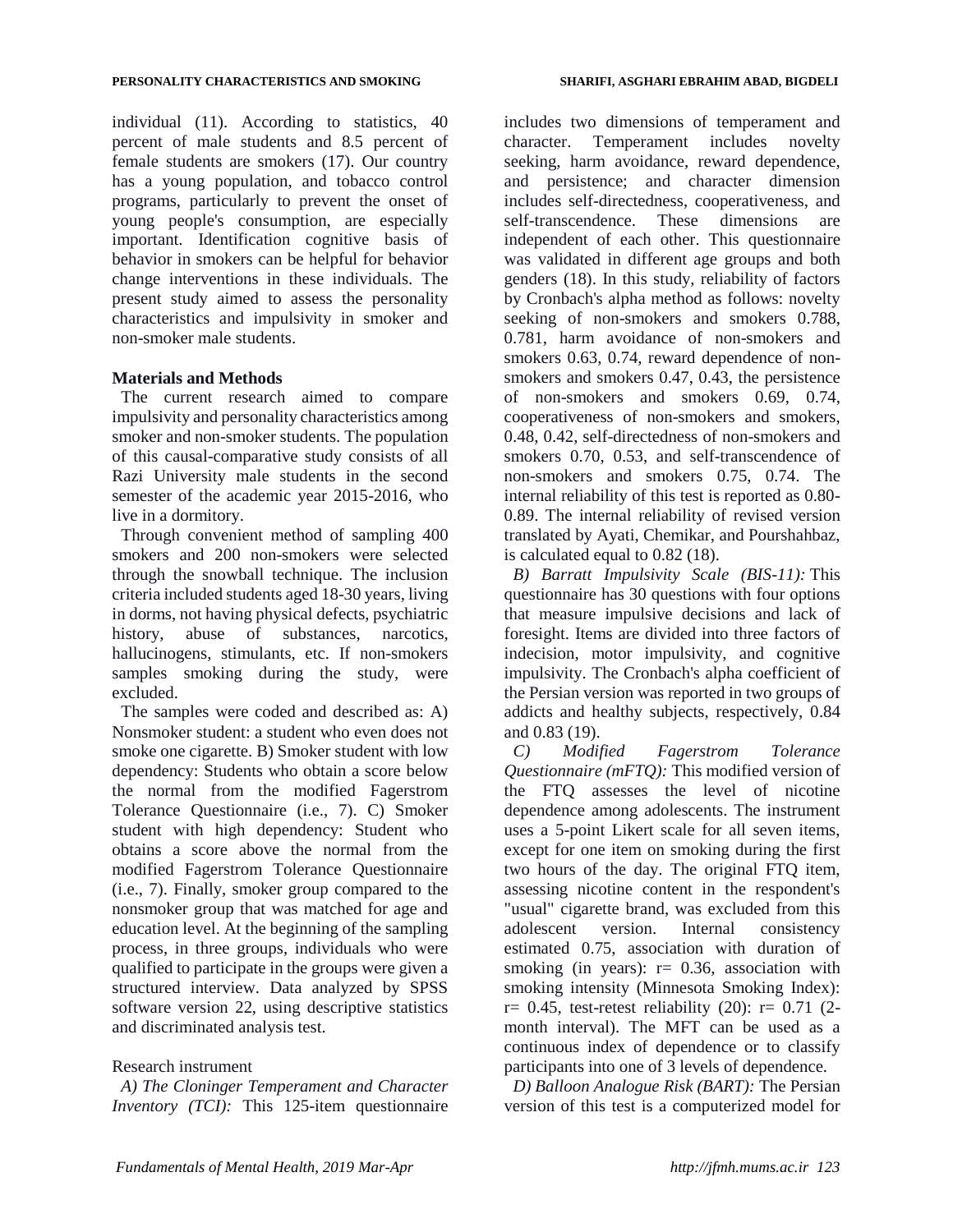individual (11). According to statistics, 40 percent of male students and 8.5 percent of female students are smokers (17). Our country has a young population, and tobacco control programs, particularly to prevent the onset of young people's consumption, are especially important. Identification cognitive basis of behavior in smokers can be helpful for behavior change interventions in these individuals. The present study aimed to assess the personality characteristics and impulsivity in smoker and non-smoker male students.

## Materials and Methods

The current research aimed to compare impulsivity and personality characteristics among smoker and non-smoker students. The population of this causal-comparative study consists of all Razi University male students in the second semester of the academic year 2015-2016, who live in a dormitory.

Through convenient method of sampling 400 smokers and 200 non-smokers were selected through the snowball technique. The inclusion criteria included students aged 18-30 years, living in dorms, not having physical defects, psychiatric history, abuse of substances, narcotics, hallucinogens, stimulants, etc. If non-smokers samples smoking during the study, were excluded.

The samples were coded and described as: A) Nonsmoker student: a student who even does not smoke one cigarette. B) Smoker student with low dependency: Students who obtain a score below the normal from the modified Fagerstrom Tolerance Questionnaire (i.e., 7). C) Smoker student with high dependency: Student who obtains a score above the normal from the modified Fagerstrom Tolerance Questionnaire (i.e., 7). Finally, smoker group compared to the nonsmoker group that was matched for age and education level. At the beginning of the sampling process, in three groups, individuals who were qualified to participate in the groups were given a structured interview. Data analyzed by SPSS software version 22, using descriptive statistics and discriminated analysis test.

Research instrument

*A) The Cloninger Temperament and Character Inventory (TCI):* This 125-item questionnaire includes two dimensions of temperament and character. Temperament includes novelty seeking, harm avoidance, reward dependence, and persistence; and character dimension includes self-directedness, cooperativeness, and self-transcendence. These dimensions are independent of each other. This questionnaire was validated in different age groups and both genders (18). In this study, reliability of factors by Cronbach's alpha method as follows: novelty seeking of non-smokers and smokers 0.788, 0.781, harm avoidance of non-smokers and smokers 0.63, 0.74, reward dependence of non-smokers and smokers 0.47, 0.43, the persistence of non-smokers and smokers 0.69, 0.74, cooperativeness of non-smokers and smokers, 0.48, 0.42, self-directedness of non-smokers and smokers 0.70, 0.53, and self-transcendence of non-smokers and smokers 0.75, 0.74. The internal reliability of this test is reported as 0.80-0.89. The internal reliability of revised version translated by Ayati, Chemikar, and Pourshahbaz, is calculated equal to 0.82 (18).

*B) Barratt Impulsivity Scale (BIS-11):* This questionnaire has 30 questions with four options that measure impulsive decisions and lack of foresight. Items are divided into three factors of indecision, motor impulsivity, and cognitive impulsivity. The Cronbach's alpha coefficient of the Persian version was reported in two groups of addicts and healthy subjects, respectively, 0.84 and 0.83 (19).

*C) Modified Fagerstrom Tolerance Questionnaire (mFTQ):* This modified version of the FTQ assesses the level of nicotine dependence among adolescents. The instrument uses a 5-point Likert scale for all seven items, except for one item on smoking during the first two hours of the day. The original FTQ item, assessing nicotine content in the respondent's "usual" cigarette brand, was excluded from this adolescent version. Internal consistency estimated 0.75, association with duration of smoking (in years): r= 0.36, association with smoking intensity (Minnesota Smoking Index): r= 0.45, test-retest reliability (20): r= 0.71 (2-month interval). The MFT can be used as a continuous index of dependence or to classify participants into one of 3 levels of dependence.

*D) Balloon Analogue Risk (BART):* The Persian version of this test is a computerized model for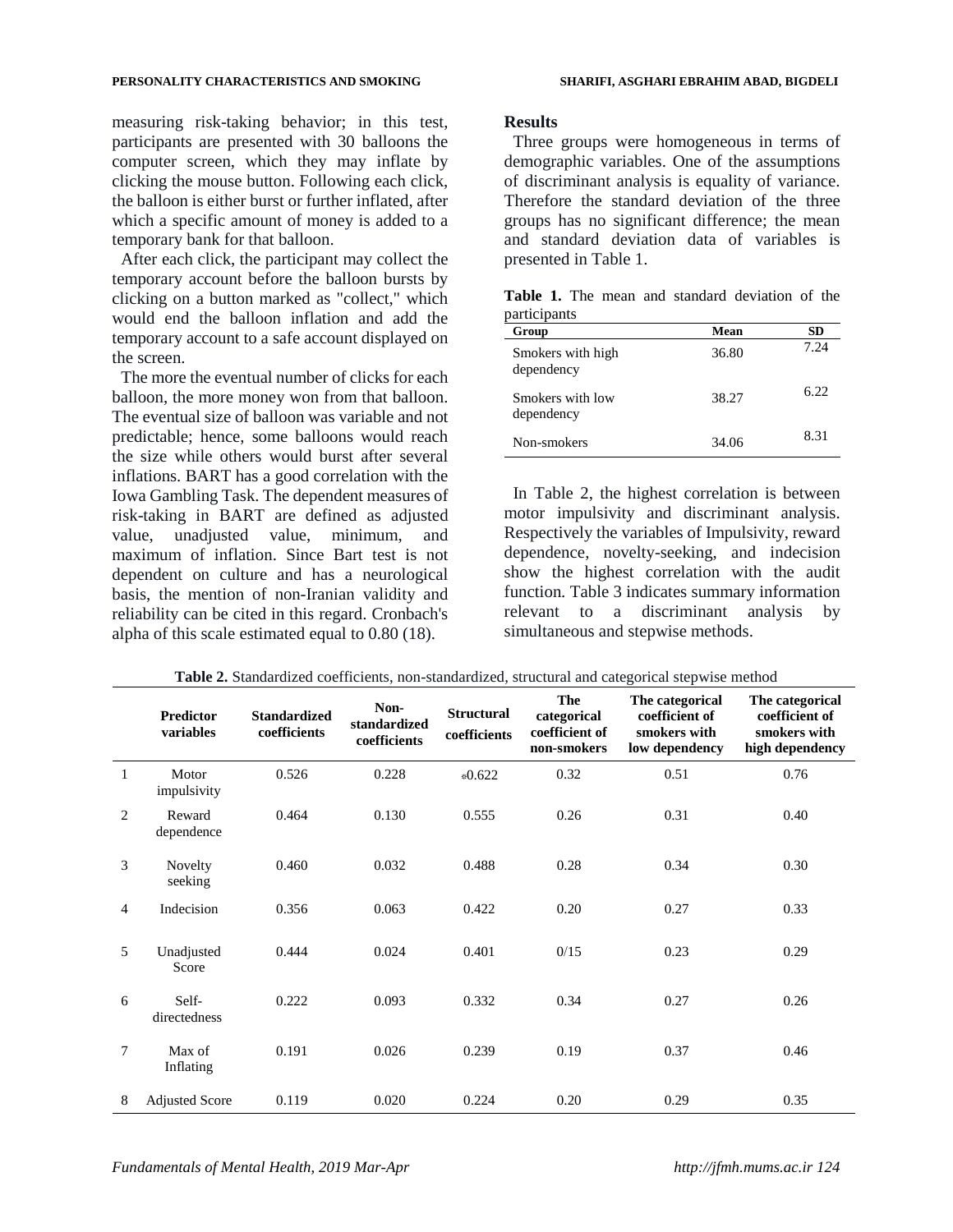measuring risk-taking behavior; in this test, participants are presented with 30 balloons the computer screen, which they may inflate by clicking the mouse button. Following each click, the balloon is either burst or further inflated, after which a specific amount of money is added to a temporary bank for that balloon.

After each click, the participant may collect the temporary account before the balloon bursts by clicking on a button marked as "collect," which would end the balloon inflation and add the temporary account to a safe account displayed on the screen.

The more the eventual number of clicks for each balloon, the more money won from that balloon. The eventual size of balloon was variable and not predictable; hence, some balloons would reach the size while others would burst after several inflations. BART has a good correlation with the Iowa Gambling Task. The dependent measures of risk-taking in BART are defined as adjusted value, unadjusted value, minimum, and maximum of inflation. Since Bart test is not dependent on culture and has a neurological basis, the mention of non-Iranian validity and reliability can be cited in this regard. Cronbach's alpha of this scale estimated equal to 0.80 (18).

## Results

Three groups were homogeneous in terms of demographic variables. One of the assumptions of discriminant analysis is equality of variance. Therefore the standard deviation of the three groups has no significant difference; the mean and standard deviation data of variables is presented in Table 1.

**Table 1.** The mean and standard deviation of the participants

| Group | Mean | SD |
|---|---|---|
| Smokers with high dependency | 36.80 | 7.24 |
| Smokers with low dependency | 38.27 | 6.22 |
| Non-smokers | 34.06 | 8.31 |

In Table 2, the highest correlation is between motor impulsivity and discriminant analysis. Respectively the variables of Impulsivity, reward dependence, novelty-seeking, and indecision show the highest correlation with the audit function. Table 3 indicates summary information relevant to a discriminant analysis by simultaneous and stepwise methods.

**Table 2.** Standardized coefficients, non-standardized, structural and categorical stepwise method

| | Predictor variables | Standardized coefficients | Non-standardized coefficients | Structural coefficients | The categorical coefficient of non-smokers | The categorical coefficient of smokers with low dependency | The categorical coefficient of smokers with high dependency |
|---|---|---|---|---|---|---|---|
| 1 | Motor impulsivity | 0.526 | 0.228 | *0.622 | 0.32 | 0.51 | 0.76 |
| 2 | Reward dependence | 0.464 | 0.130 | 0.555 | 0.26 | 0.31 | 0.40 |
| 3 | Novelty seeking | 0.460 | 0.032 | 0.488 | 0.28 | 0.34 | 0.30 |
| 4 | Indecision | 0.356 | 0.063 | 0.422 | 0.20 | 0.27 | 0.33 |
| 5 | Unadjusted Score | 0.444 | 0.024 | 0.401 | 0/15 | 0.23 | 0.29 |
| 6 | Self-directedness | 0.222 | 0.093 | 0.332 | 0.34 | 0.27 | 0.26 |
| 7 | Max of Inflating | 0.191 | 0.026 | 0.239 | 0.19 | 0.37 | 0.46 |
| 8 | Adjusted Score | 0.119 | 0.020 | 0.224 | 0.20 | 0.29 | 0.35 |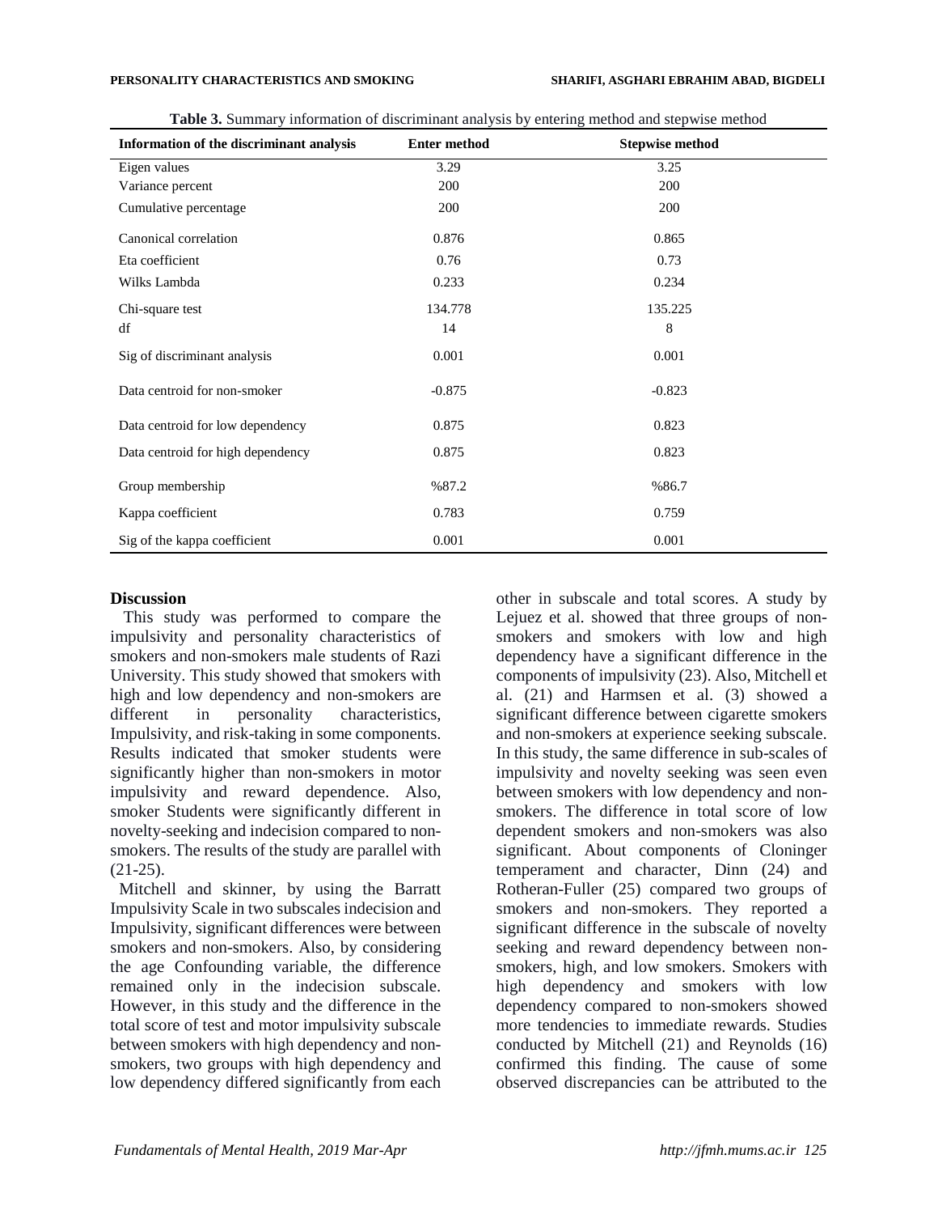**Table 3.** Summary information of discriminant analysis by entering method and stepwise method

| Information of the discriminant analysis | Enter method | Stepwise method |
|---|---|---|
| Eigen values | 3.29 | 3.25 |
| Variance percent | 200 | 200 |
| Cumulative percentage | 200 | 200 |
| Canonical correlation | 0.876 | 0.865 |
| Eta coefficient | 0.76 | 0.73 |
| Wilks Lambda | 0.233 | 0.234 |
| Chi-square test | 134.778 | 135.225 |
| df | 14 | 8 |
| Sig of discriminant analysis | 0.001 | 0.001 |
| Data centroid for non-smoker | -0.875 | -0.823 |
| Data centroid for low dependency | 0.875 | 0.823 |
| Data centroid for high dependency | 0.875 | 0.823 |
| Group membership | %87.2 | %86.7 |
| Kappa coefficient | 0.783 | 0.759 |
| Sig of the kappa coefficient | 0.001 | 0.001 |

## Discussion

This study was performed to compare the impulsivity and personality characteristics of smokers and non-smokers male students of Razi University. This study showed that smokers with high and low dependency and non-smokers are different in personality characteristics, Impulsivity, and risk-taking in some components. Results indicated that smoker students were significantly higher than non-smokers in motor impulsivity and reward dependence. Also, smoker Students were significantly different in novelty-seeking and indecision compared to non-smokers. The results of the study are parallel with (21-25).

Mitchell and skinner, by using the Barratt Impulsivity Scale in two subscales indecision and Impulsivity, significant differences were between smokers and non-smokers. Also, by considering the age Confounding variable, the difference remained only in the indecision subscale. However, in this study and the difference in the total score of test and motor impulsivity subscale between smokers with high dependency and non-smokers, two groups with high dependency and low dependency differed significantly from each other in subscale and total scores. A study by Lejuez et al. showed that three groups of non-smokers and smokers with low and high dependency have a significant difference in the components of impulsivity (23). Also, Mitchell et al. (21) and Harmsen et al. (3) showed a significant difference between cigarette smokers and non-smokers at experience seeking subscale. In this study, the same difference in sub-scales of impulsivity and novelty seeking was seen even between smokers with low dependency and non-smokers. The difference in total score of low dependent smokers and non-smokers was also significant. About components of Cloninger temperament and character, Dinn (24) and Rotheran-Fuller (25) compared two groups of smokers and non-smokers. They reported a significant difference in the subscale of novelty seeking and reward dependency between non-smokers, high, and low smokers. Smokers with high dependency and smokers with low dependency compared to non-smokers showed more tendencies to immediate rewards. Studies conducted by Mitchell (21) and Reynolds (16) confirmed this finding. The cause of some observed discrepancies can be attributed to the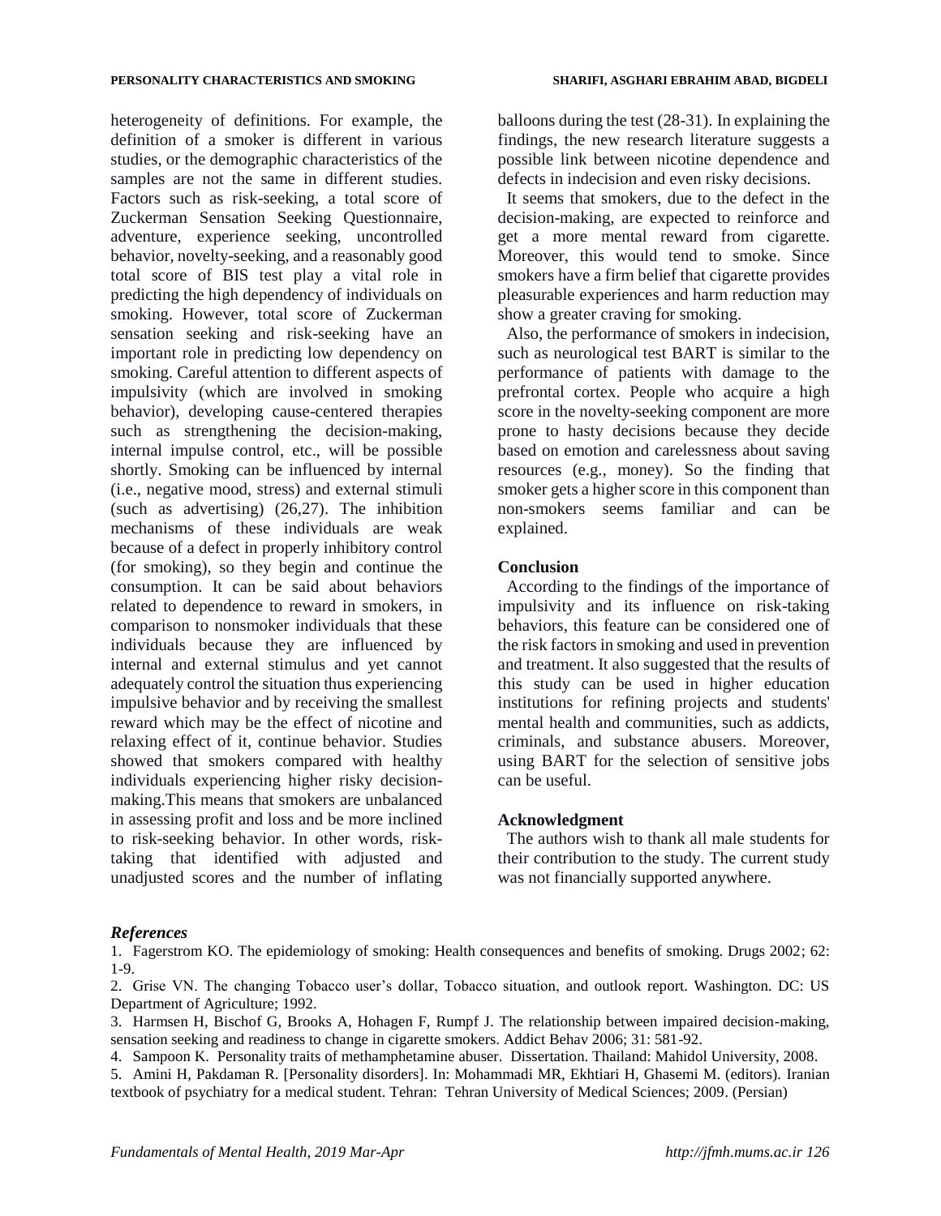heterogeneity of definitions. For example, the definition of a smoker is different in various studies, or the demographic characteristics of the samples are not the same in different studies. Factors such as risk-seeking, a total score of Zuckerman Sensation Seeking Questionnaire, adventure, experience seeking, uncontrolled behavior, novelty-seeking, and a reasonably good total score of BIS test play a vital role in predicting the high dependency of individuals on smoking. However, total score of Zuckerman sensation seeking and risk-seeking have an important role in predicting low dependency on smoking. Careful attention to different aspects of impulsivity (which are involved in smoking behavior), developing cause-centered therapies such as strengthening the decision-making, internal impulse control, etc., will be possible shortly. Smoking can be influenced by internal (i.e., negative mood, stress) and external stimuli (such as advertising) (26,27). The inhibition mechanisms of these individuals are weak because of a defect in properly inhibitory control (for smoking), so they begin and continue the consumption. It can be said about behaviors related to dependence to reward in smokers, in comparison to nonsmoker individuals that these individuals because they are influenced by internal and external stimulus and yet cannot adequately control the situation thus experiencing impulsive behavior and by receiving the smallest reward which may be the effect of nicotine and relaxing effect of it, continue behavior. Studies showed that smokers compared with healthy individuals experiencing higher risky decision-making.This means that smokers are unbalanced in assessing profit and loss and be more inclined to risk-seeking behavior. In other words, risk-taking that identified with adjusted and unadjusted scores and the number of inflating balloons during the test (28-31). In explaining the findings, the new research literature suggests a possible link between nicotine dependence and defects in indecision and even risky decisions.

It seems that smokers, due to the defect in the decision-making, are expected to reinforce and get a more mental reward from cigarette. Moreover, this would tend to smoke. Since smokers have a firm belief that cigarette provides pleasurable experiences and harm reduction may show a greater craving for smoking.

Also, the performance of smokers in indecision, such as neurological test BART is similar to the performance of patients with damage to the prefrontal cortex. People who acquire a high score in the novelty-seeking component are more prone to hasty decisions because they decide based on emotion and carelessness about saving resources (e.g., money). So the finding that smoker gets a higher score in this component than non-smokers seems familiar and can be explained.

## Conclusion

According to the findings of the importance of impulsivity and its influence on risk-taking behaviors, this feature can be considered one of the risk factors in smoking and used in prevention and treatment. It also suggested that the results of this study can be used in higher education institutions for refining projects and students' mental health and communities, such as addicts, criminals, and substance abusers. Moreover, using BART for the selection of sensitive jobs can be useful.

## Acknowledgment

The authors wish to thank all male students for their contribution to the study. The current study was not financially supported anywhere.

## *References*

1. Fagerstrom KO. The epidemiology of smoking: Health consequences and benefits of smoking. Drugs 2002; 62: 1-9.
2. Grise VN. The changing Tobacco user’s dollar, Tobacco situation, and outlook report. Washington. DC: US Department of Agriculture; 1992.
3. Harmsen H, Bischof G, Brooks A, Hohagen F, Rumpf J. The relationship between impaired decision-making, sensation seeking and readiness to change in cigarette smokers. Addict Behav 2006; 31: 581-92.
4. Sampoon K. Personality traits of methamphetamine abuser. Dissertation. Thailand: Mahidol University, 2008.
5. Amini H, Pakdaman R. [Personality disorders]. In: Mohammadi MR, Ekhtiari H, Ghasemi M. (editors). Iranian textbook of psychiatry for a medical student. Tehran: Tehran University of Medical Sciences; 2009. (Persian)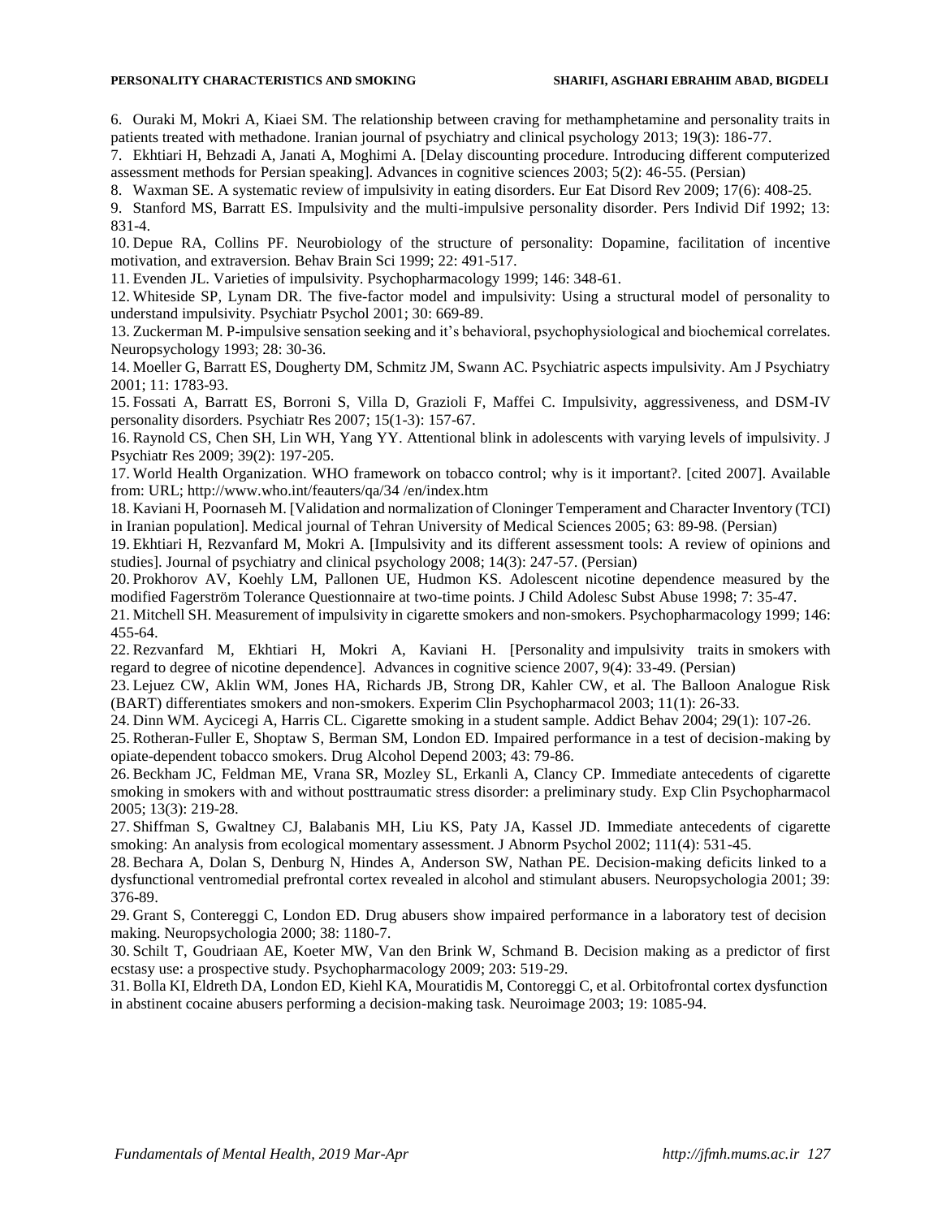6. Ouraki M, Mokri A, Kiaei SM. The relationship between craving for methamphetamine and personality traits in patients treated with methadone. Iranian journal of psychiatry and clinical psychology 2013; 19(3): 186-77.

7. Ekhtiari H, Behzadi A, Janati A, Moghimi A. [Delay discounting procedure. Introducing different computerized assessment methods for Persian speaking]. Advances in cognitive sciences 2003; 5(2): 46-55. (Persian)

8. Waxman SE. A systematic review of impulsivity in eating disorders. Eur Eat Disord Rev 2009; 17(6): 408-25.

9. Stanford MS, Barratt ES. Impulsivity and the multi-impulsive personality disorder. Pers Individ Dif 1992; 13: 831-4.

10. Depue RA, Collins PF. Neurobiology of the structure of personality: Dopamine, facilitation of incentive motivation, and extraversion. Behav Brain Sci 1999; 22: 491-517.

11. Evenden JL. Varieties of impulsivity. Psychopharmacology 1999; 146: 348-61.

12. Whiteside SP, Lynam DR. The five-factor model and impulsivity: Using a structural model of personality to understand impulsivity. Psychiatr Psychol 2001; 30: 669-89.

13. Zuckerman M. P-impulsive sensation seeking and it's behavioral, psychophysiological and biochemical correlates. Neuropsychology 1993; 28: 30-36.

14. Moeller G, Barratt ES, Dougherty DM, Schmitz JM, Swann AC. Psychiatric aspects impulsivity. Am J Psychiatry 2001; 11: 1783-93.

15. Fossati A, Barratt ES, Borroni S, Villa D, Grazioli F, Maffei C. Impulsivity, aggressiveness, and DSM-IV personality disorders. Psychiatr Res 2007; 15(1-3): 157-67.

16. Raynold CS, Chen SH, Lin WH, Yang YY. Attentional blink in adolescents with varying levels of impulsivity. J Psychiatr Res 2009; 39(2): 197-205.

17. World Health Organization. WHO framework on tobacco control; why is it important?. [cited 2007]. Available from: URL; http://www.who.int/feauters/qa/34 /en/index.htm

18. Kaviani H, Poornaseh M. [Validation and normalization of Cloninger Temperament and Character Inventory (TCI) in Iranian population]. Medical journal of Tehran University of Medical Sciences 2005; 63: 89-98. (Persian)

19. Ekhtiari H, Rezvanfard M, Mokri A. [Impulsivity and its different assessment tools: A review of opinions and studies]. Journal of psychiatry and clinical psychology 2008; 14(3): 247-57. (Persian)

20. Prokhorov AV, Koehly LM, Pallonen UE, Hudmon KS. Adolescent nicotine dependence measured by the modified Fagerström Tolerance Questionnaire at two-time points. J Child Adolesc Subst Abuse 1998; 7: 35-47.

21. Mitchell SH. Measurement of impulsivity in cigarette smokers and non-smokers. Psychopharmacology 1999; 146: 455-64.

22. Rezvanfard M, Ekhtiari H, Mokri A, Kaviani H. [Personality and impulsivity traits in smokers with regard to degree of nicotine dependence]. Advances in cognitive science 2007, 9(4): 33-49. (Persian)

23. Lejuez CW, Aklin WM, Jones HA, Richards JB, Strong DR, Kahler CW, et al. The Balloon Analogue Risk (BART) differentiates smokers and non-smokers. Experim Clin Psychopharmacol 2003; 11(1): 26-33.

24. Dinn WM. Aycicegi A, Harris CL. Cigarette smoking in a student sample. Addict Behav 2004; 29(1): 107-26.

25. Rotheran-Fuller E, Shoptaw S, Berman SM, London ED. Impaired performance in a test of decision-making by opiate-dependent tobacco smokers. Drug Alcohol Depend 2003; 43: 79-86.

26. Beckham JC, Feldman ME, Vrana SR, Mozley SL, Erkanli A, Clancy CP. Immediate antecedents of cigarette smoking in smokers with and without posttraumatic stress disorder: a preliminary study. Exp Clin Psychopharmacol 2005; 13(3): 219-28.

27. Shiffman S, Gwaltney CJ, Balabanis MH, Liu KS, Paty JA, Kassel JD. Immediate antecedents of cigarette smoking: An analysis from ecological momentary assessment. J Abnorm Psychol 2002; 111(4): 531-45.

28. Bechara A, Dolan S, Denburg N, Hindes A, Anderson SW, Nathan PE. Decision-making deficits linked to a dysfunctional ventromedial prefrontal cortex revealed in alcohol and stimulant abusers. Neuropsychologia 2001; 39: 376-89.

29. Grant S, Contereggi C, London ED. Drug abusers show impaired performance in a laboratory test of decision making. Neuropsychologia 2000; 38: 1180-7.

30. Schilt T, Goudriaan AE, Koeter MW, Van den Brink W, Schmand B. Decision making as a predictor of first ecstasy use: a prospective study. Psychopharmacology 2009; 203: 519-29.

31. Bolla KI, Eldreth DA, London ED, Kiehl KA, Mouratidis M, Contoreggi C, et al. Orbitofrontal cortex dysfunction in abstinent cocaine abusers performing a decision-making task. Neuroimage 2003; 19: 1085-94.